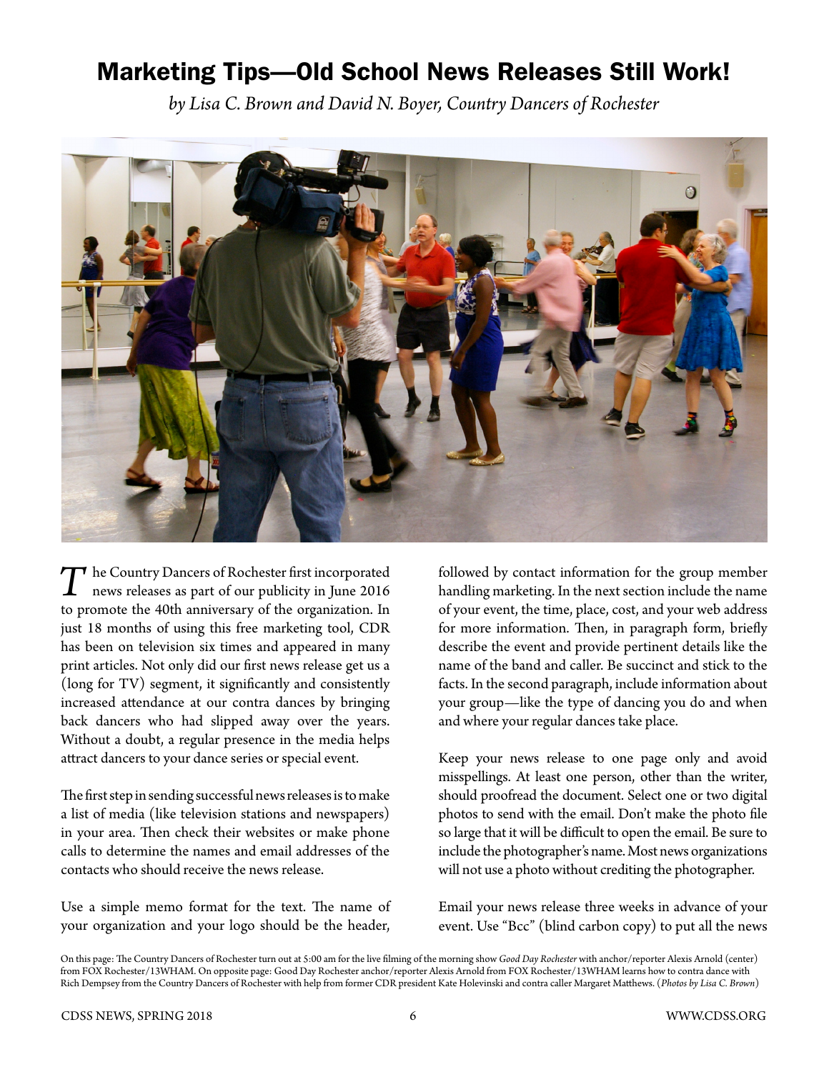# Marketing Tips—Old School News Releases Still Work!

*by Lisa C. Brown and David N. Boyer, Country Dancers of Rochester*

The Country Dancers of Rochester first incorporated news releases as part of our publicity in June 2016 to promote the 40th anniversary of the organization. In just 18 months of using this free marketing tool, CDR has been on television six times and appeared in many print articles. Not only did our first news release get us a (long for TV) segment, it significantly and consistently increased attendance at our contra dances by bringing back dancers who had slipped away over the years. Without a doubt, a regular presence in the media helps attract dancers to your dance series or special event.

The first step in sending successful news releases is to make a list of media (like television stations and newspapers) in your area. Then check their websites or make phone calls to determine the names and email addresses of the contacts who should receive the news release.

Use a simple memo format for the text. The name of your organization and your logo should be the header, followed by contact information for the group member handling marketing. In the next section include the name of your event, the time, place, cost, and your web address for more information. Then, in paragraph form, briefly describe the event and provide pertinent details like the name of the band and caller. Be succinct and stick to the facts. In the second paragraph, include information about your group—like the type of dancing you do and when and where your regular dances take place.

Keep your news release to one page only and avoid misspellings. At least one person, other than the writer, should proofread the document. Select one or two digital photos to send with the email. Don't make the photo file so large that it will be difficult to open the email. Be sure to include the photographer's name. Most news organizations will not use a photo without crediting the photographer.

Email your news release three weeks in advance of your event. Use "Bcc" (blind carbon copy) to put all the news

On this page: The Country Dancers of Rochester turn out at 5:00 am for the live filming of the morning show *Good Day Rochester* with anchor/reporter Alexis Arnold (center) from FOX Rochester/13WHAM. On opposite page: Good Day Rochester anchor/reporter Alexis Arnold from FOX Rochester/13WHAM learns how to contra dance with Rich Dempsey from the Country Dancers of Rochester with help from former CDR president Kate Holevinski and contra caller Margaret Matthews. (*Photos by Lisa C. Brown*)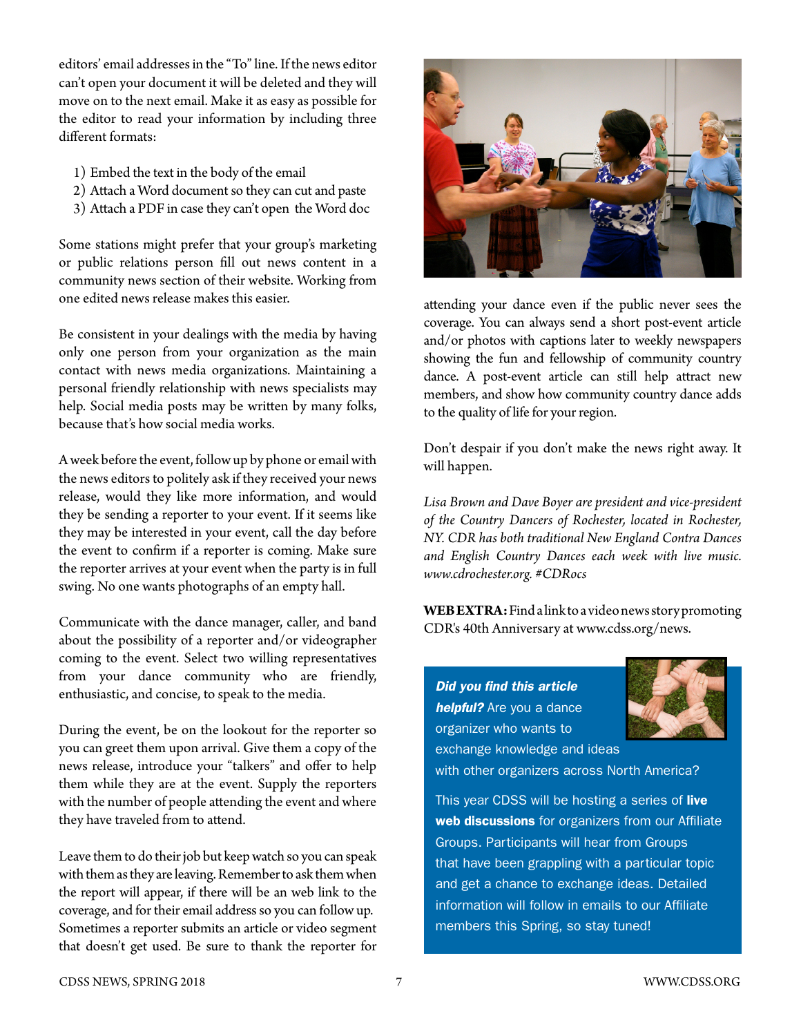editors' email addresses in the "To" line. If the news editor can't open your document it will be deleted and they will move on to the next email. Make it as easy as possible for the editor to read your information by including three different formats:

1) Embed the text in the body of the email
2) Attach a Word document so they can cut and paste
3) Attach a PDF in case they can't open the Word doc

Some stations might prefer that your group's marketing or public relations person fill out news content in a community news section of their website. Working from one edited news release makes this easier.

Be consistent in your dealings with the media by having only one person from your organization as the main contact with news media organizations. Maintaining a personal friendly relationship with news specialists may help. Social media posts may be written by many folks, because that's how social media works.

A week before the event, follow up by phone or email with the news editors to politely ask if they received your news release, would they like more information, and would they be sending a reporter to your event. If it seems like they may be interested in your event, call the day before the event to confirm if a reporter is coming. Make sure the reporter arrives at your event when the party is in full swing. No one wants photographs of an empty hall.

Communicate with the dance manager, caller, and band about the possibility of a reporter and/or videographer coming to the event. Select two willing representatives from your dance community who are friendly, enthusiastic, and concise, to speak to the media.

During the event, be on the lookout for the reporter so you can greet them upon arrival. Give them a copy of the news release, introduce your "talkers" and offer to help them while they are at the event. Supply the reporters with the number of people attending the event and where they have traveled from to attend.

Leave them to do their job but keep watch so you can speak with them as they are leaving. Remember to ask them when the report will appear, if there will be an web link to the coverage, and for their email address so you can follow up. Sometimes a reporter submits an article or video segment that doesn't get used. Be sure to thank the reporter for attending your dance even if the public never sees the coverage. You can always send a short post-event article and/or photos with captions later to weekly newspapers showing the fun and fellowship of community country dance. A post-event article can still help attract new members, and show how community country dance adds to the quality of life for your region.

Don't despair if you don't make the news right away. It will happen.

*Lisa Brown and Dave Boyer are president and vice-president of the Country Dancers of Rochester, located in Rochester, NY. CDR has both traditional New England Contra Dances and English Country Dances each week with live music. www.cdrochester.org. #CDRocs*

**WEB EXTRA:** Find a link to a video news story promoting CDR's 40th Anniversary at www.cdss.org/news.

***Did you find this article helpful?*** Are you a dance organizer who wants to exchange knowledge and ideas with other organizers across North America?

This year CDSS will be hosting a series of **live web discussions** for organizers from our Affiliate Groups. Participants will hear from Groups that have been grappling with a particular topic and get a chance to exchange ideas. Detailed information will follow in emails to our Affiliate members this Spring, so stay tuned!